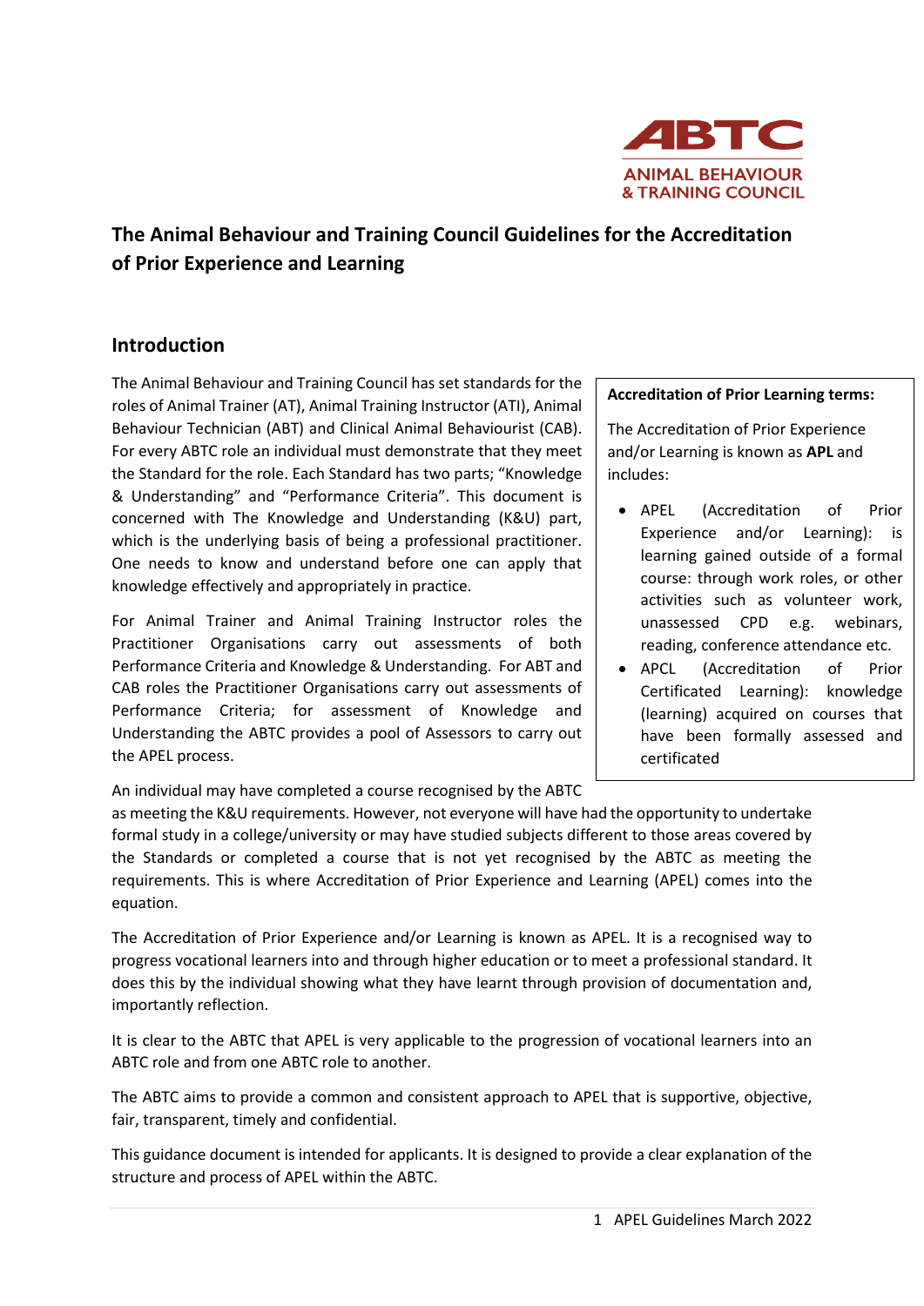ABTC
ANIMAL BEHAVIOUR
& TRAINING COUNCIL

# The Animal Behaviour and Training Council Guidelines for the Accreditation of Prior Experience and Learning

## Introduction

The Animal Behaviour and Training Council has set standards for the roles of Animal Trainer (AT), Animal Training Instructor (ATI), Animal Behaviour Technician (ABT) and Clinical Animal Behaviourist (CAB). For every ABTC role an individual must demonstrate that they meet the Standard for the role. Each Standard has two parts; "Knowledge & Understanding" and "Performance Criteria". This document is concerned with The Knowledge and Understanding (K&U) part, which is the underlying basis of being a professional practitioner. One needs to know and understand before one can apply that knowledge effectively and appropriately in practice.

For Animal Trainer and Animal Training Instructor roles the Practitioner Organisations carry out assessments of both Performance Criteria and Knowledge & Understanding. For ABT and CAB roles the Practitioner Organisations carry out assessments of Performance Criteria; for assessment of Knowledge and Understanding the ABTC provides a pool of Assessors to carry out the APEL process.

**Accreditation of Prior Learning terms:**

The Accreditation of Prior Experience and/or Learning is known as **APL** and includes:

- APEL (Accreditation of Prior Experience and/or Learning): is learning gained outside of a formal course: through work roles, or other activities such as volunteer work, unassessed CPD e.g. webinars, reading, conference attendance etc.
- APCL (Accreditation of Prior Certificated Learning): knowledge (learning) acquired on courses that have been formally assessed and certificated

An individual may have completed a course recognised by the ABTC as meeting the K&U requirements. However, not everyone will have had the opportunity to undertake formal study in a college/university or may have studied subjects different to those areas covered by the Standards or completed a course that is not yet recognised by the ABTC as meeting the requirements. This is where Accreditation of Prior Experience and Learning (APEL) comes into the equation.

The Accreditation of Prior Experience and/or Learning is known as APEL. It is a recognised way to progress vocational learners into and through higher education or to meet a professional standard. It does this by the individual showing what they have learnt through provision of documentation and, importantly reflection.

It is clear to the ABTC that APEL is very applicable to the progression of vocational learners into an ABTC role and from one ABTC role to another.

The ABTC aims to provide a common and consistent approach to APEL that is supportive, objective, fair, transparent, timely and confidential.

This guidance document is intended for applicants. It is designed to provide a clear explanation of the structure and process of APEL within the ABTC.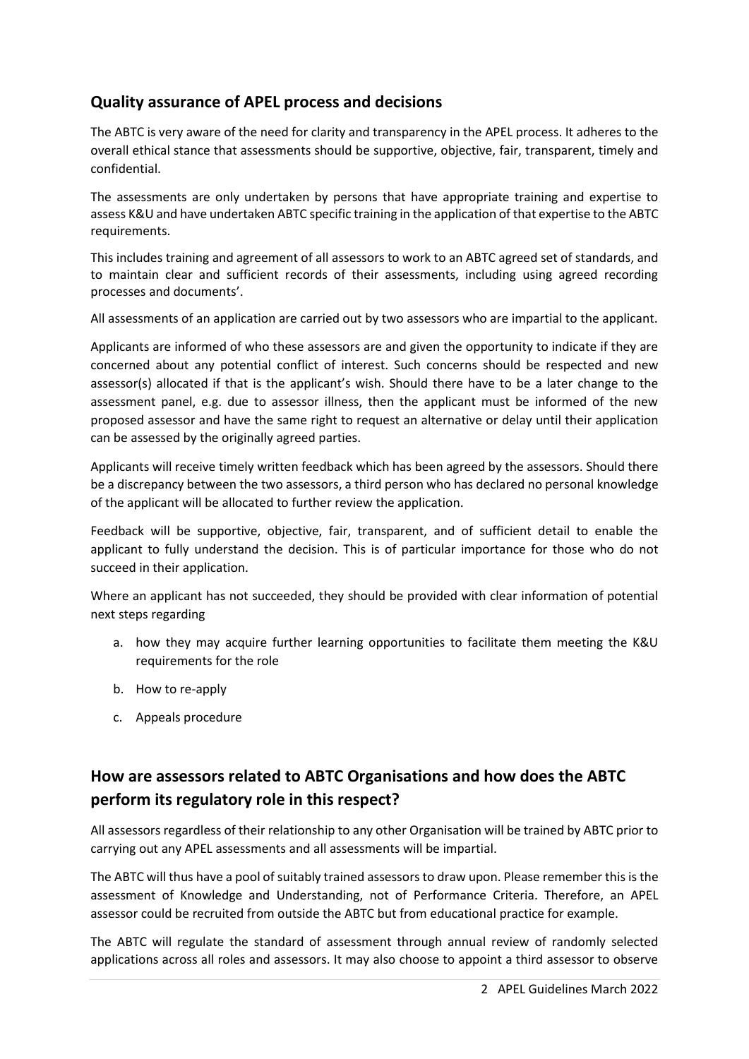## Quality assurance of APEL process and decisions

The ABTC is very aware of the need for clarity and transparency in the APEL process. It adheres to the overall ethical stance that assessments should be supportive, objective, fair, transparent, timely and confidential.

The assessments are only undertaken by persons that have appropriate training and expertise to assess K&U and have undertaken ABTC specific training in the application of that expertise to the ABTC requirements.

This includes training and agreement of all assessors to work to an ABTC agreed set of standards, and to maintain clear and sufficient records of their assessments, including using agreed recording processes and documents'.

All assessments of an application are carried out by two assessors who are impartial to the applicant.

Applicants are informed of who these assessors are and given the opportunity to indicate if they are concerned about any potential conflict of interest. Such concerns should be respected and new assessor(s) allocated if that is the applicant's wish. Should there have to be a later change to the assessment panel, e.g. due to assessor illness, then the applicant must be informed of the new proposed assessor and have the same right to request an alternative or delay until their application can be assessed by the originally agreed parties.

Applicants will receive timely written feedback which has been agreed by the assessors. Should there be a discrepancy between the two assessors, a third person who has declared no personal knowledge of the applicant will be allocated to further review the application.

Feedback will be supportive, objective, fair, transparent, and of sufficient detail to enable the applicant to fully understand the decision. This is of particular importance for those who do not succeed in their application.

Where an applicant has not succeeded, they should be provided with clear information of potential next steps regarding

a. how they may acquire further learning opportunities to facilitate them meeting the K&U requirements for the role
b. How to re-apply
c. Appeals procedure

## How are assessors related to ABTC Organisations and how does the ABTC perform its regulatory role in this respect?

All assessors regardless of their relationship to any other Organisation will be trained by ABTC prior to carrying out any APEL assessments and all assessments will be impartial.

The ABTC will thus have a pool of suitably trained assessors to draw upon. Please remember this is the assessment of Knowledge and Understanding, not of Performance Criteria. Therefore, an APEL assessor could be recruited from outside the ABTC but from educational practice for example.

The ABTC will regulate the standard of assessment through annual review of randomly selected applications across all roles and assessors. It may also choose to appoint a third assessor to observe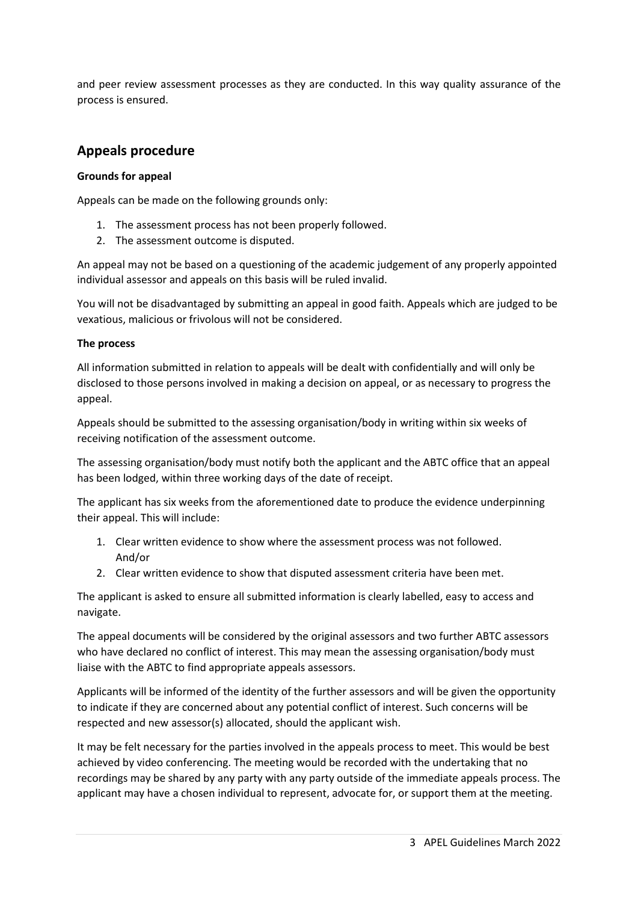and peer review assessment processes as they are conducted. In this way quality assurance of the process is ensured.

## Appeals procedure

**Grounds for appeal**

Appeals can be made on the following grounds only:

1. The assessment process has not been properly followed.
2. The assessment outcome is disputed.

An appeal may not be based on a questioning of the academic judgement of any properly appointed individual assessor and appeals on this basis will be ruled invalid.

You will not be disadvantaged by submitting an appeal in good faith. Appeals which are judged to be vexatious, malicious or frivolous will not be considered.

**The process**

All information submitted in relation to appeals will be dealt with confidentially and will only be disclosed to those persons involved in making a decision on appeal, or as necessary to progress the appeal.

Appeals should be submitted to the assessing organisation/body in writing within six weeks of receiving notification of the assessment outcome.

The assessing organisation/body must notify both the applicant and the ABTC office that an appeal has been lodged, within three working days of the date of receipt.

The applicant has six weeks from the aforementioned date to produce the evidence underpinning their appeal. This will include:

1. Clear written evidence to show where the assessment process was not followed.
   And/or
2. Clear written evidence to show that disputed assessment criteria have been met.

The applicant is asked to ensure all submitted information is clearly labelled, easy to access and navigate.

The appeal documents will be considered by the original assessors and two further ABTC assessors who have declared no conflict of interest. This may mean the assessing organisation/body must liaise with the ABTC to find appropriate appeals assessors.

Applicants will be informed of the identity of the further assessors and will be given the opportunity to indicate if they are concerned about any potential conflict of interest. Such concerns will be respected and new assessor(s) allocated, should the applicant wish.

It may be felt necessary for the parties involved in the appeals process to meet. This would be best achieved by video conferencing. The meeting would be recorded with the undertaking that no recordings may be shared by any party with any party outside of the immediate appeals process. The applicant may have a chosen individual to represent, advocate for, or support them at the meeting.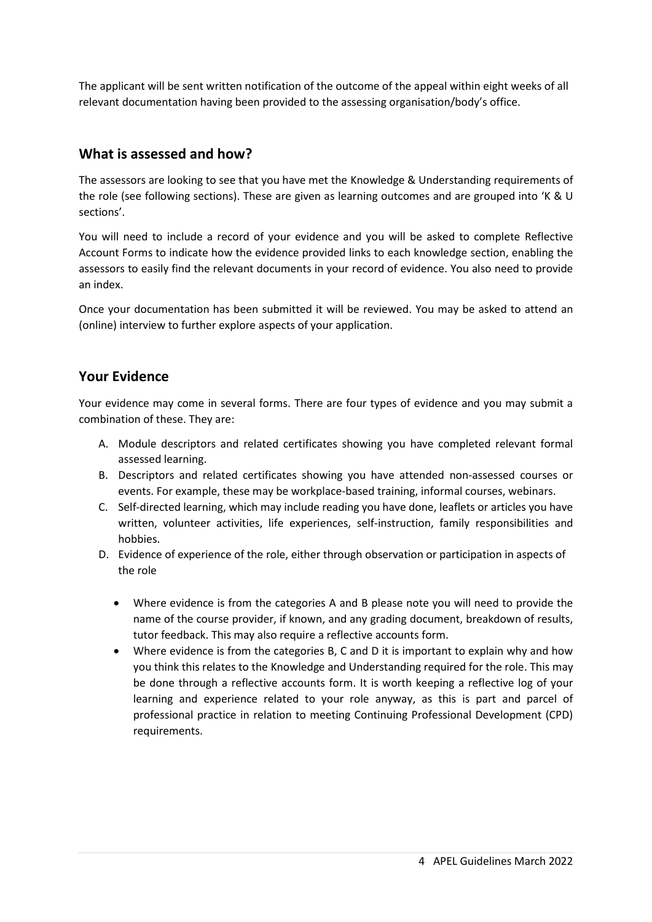The applicant will be sent written notification of the outcome of the appeal within eight weeks of all relevant documentation having been provided to the assessing organisation/body's office.

## What is assessed and how?

The assessors are looking to see that you have met the Knowledge & Understanding requirements of the role (see following sections). These are given as learning outcomes and are grouped into 'K & U sections'.

You will need to include a record of your evidence and you will be asked to complete Reflective Account Forms to indicate how the evidence provided links to each knowledge section, enabling the assessors to easily find the relevant documents in your record of evidence. You also need to provide an index.

Once your documentation has been submitted it will be reviewed. You may be asked to attend an (online) interview to further explore aspects of your application.

## Your Evidence

Your evidence may come in several forms. There are four types of evidence and you may submit a combination of these. They are:

A. Module descriptors and related certificates showing you have completed relevant formal assessed learning.
B. Descriptors and related certificates showing you have attended non-assessed courses or events. For example, these may be workplace-based training, informal courses, webinars.
C. Self-directed learning, which may include reading you have done, leaflets or articles you have written, volunteer activities, life experiences, self-instruction, family responsibilities and hobbies.
D. Evidence of experience of the role, either through observation or participation in aspects of the role

- Where evidence is from the categories A and B please note you will need to provide the name of the course provider, if known, and any grading document, breakdown of results, tutor feedback. This may also require a reflective accounts form.
- Where evidence is from the categories B, C and D it is important to explain why and how you think this relates to the Knowledge and Understanding required for the role. This may be done through a reflective accounts form. It is worth keeping a reflective log of your learning and experience related to your role anyway, as this is part and parcel of professional practice in relation to meeting Continuing Professional Development (CPD) requirements.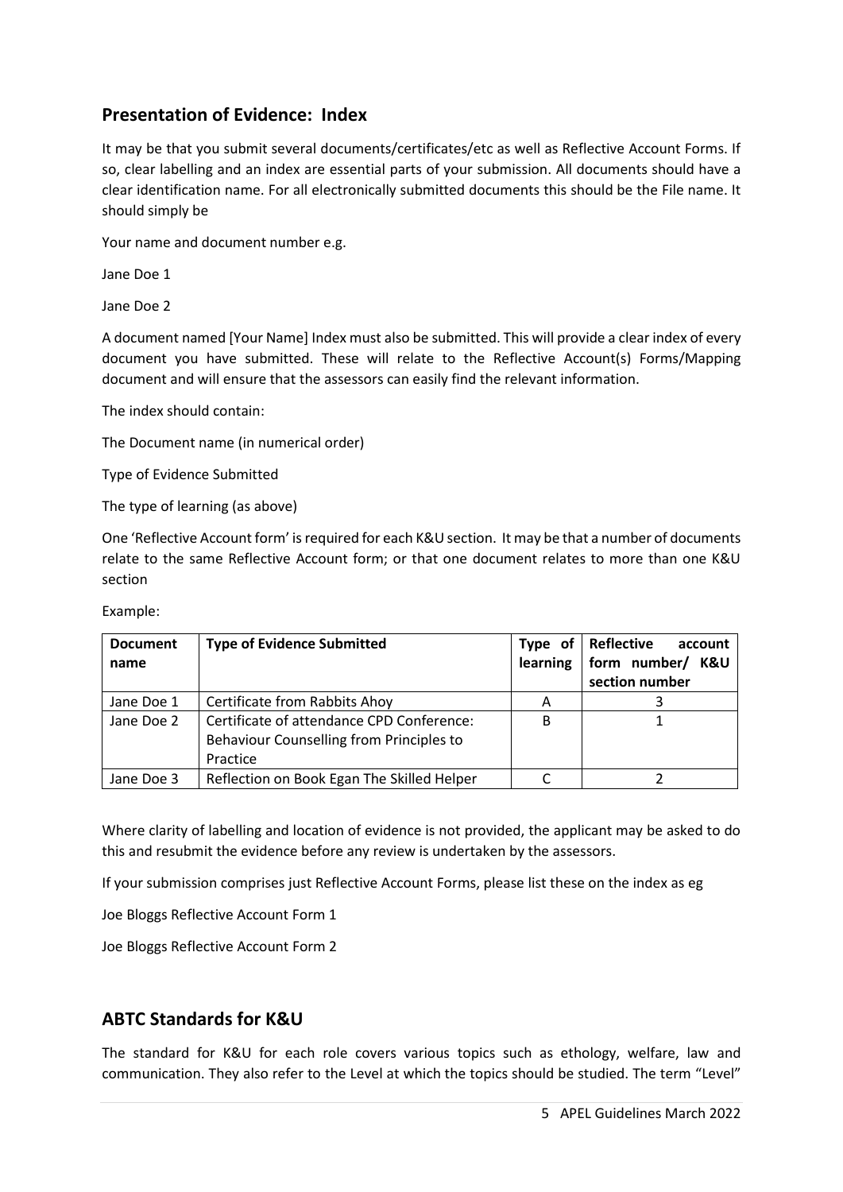## Presentation of Evidence: Index

It may be that you submit several documents/certificates/etc as well as Reflective Account Forms. If so, clear labelling and an index are essential parts of your submission. All documents should have a clear identification name. For all electronically submitted documents this should be the File name. It should simply be

Your name and document number e.g.

Jane Doe 1

Jane Doe 2

A document named [Your Name] Index must also be submitted. This will provide a clear index of every document you have submitted. These will relate to the Reflective Account(s) Forms/Mapping document and will ensure that the assessors can easily find the relevant information.

The index should contain:

The Document name (in numerical order)

Type of Evidence Submitted

The type of learning (as above)

One 'Reflective Account form' is required for each K&U section. It may be that a number of documents relate to the same Reflective Account form; or that one document relates to more than one K&U section

Example:

| Document name | Type of Evidence Submitted | Type of learning | Reflective account form number/ K&U section number |
|---|---|---|---|
| Jane Doe 1 | Certificate from Rabbits Ahoy | A | 3 |
| Jane Doe 2 | Certificate of attendance CPD Conference: Behaviour Counselling from Principles to Practice | B | 1 |
| Jane Doe 3 | Reflection on Book Egan The Skilled Helper | C | 2 |

Where clarity of labelling and location of evidence is not provided, the applicant may be asked to do this and resubmit the evidence before any review is undertaken by the assessors.

If your submission comprises just Reflective Account Forms, please list these on the index as eg

Joe Bloggs Reflective Account Form 1

Joe Bloggs Reflective Account Form 2

## ABTC Standards for K&U

The standard for K&U for each role covers various topics such as ethology, welfare, law and communication. They also refer to the Level at which the topics should be studied. The term "Level"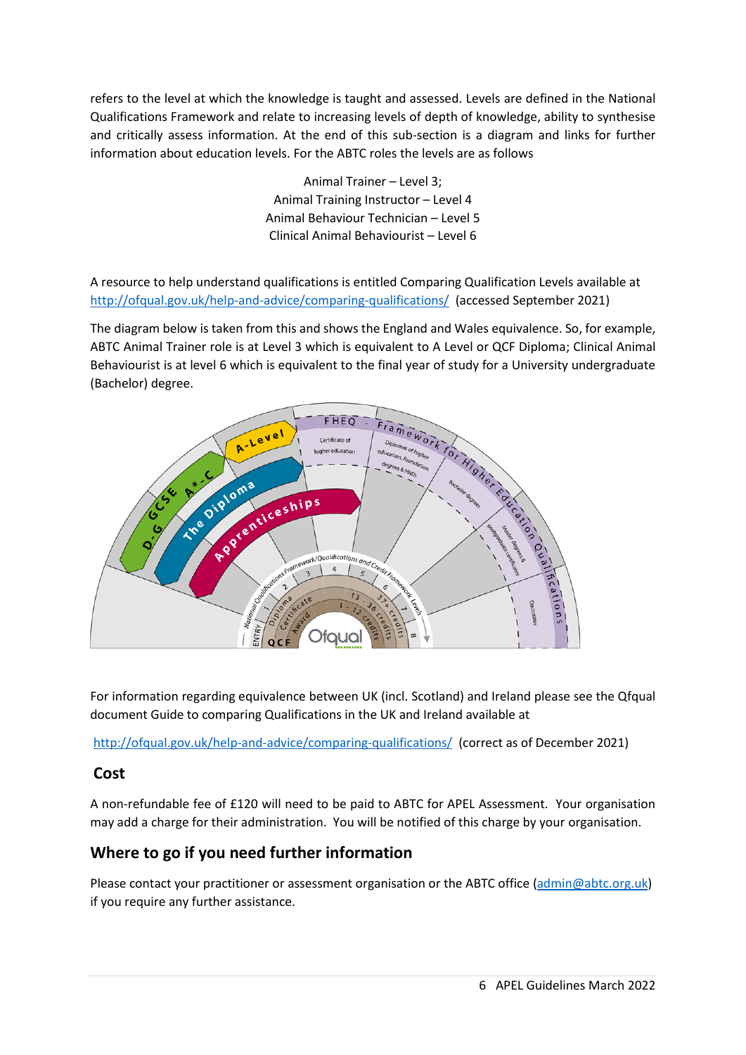refers to the level at which the knowledge is taught and assessed. Levels are defined in the National Qualifications Framework and relate to increasing levels of depth of knowledge, ability to synthesise and critically assess information. At the end of this sub-section is a diagram and links for further information about education levels. For the ABTC roles the levels are as follows

Animal Trainer – Level 3;
Animal Training Instructor – Level 4
Animal Behaviour Technician – Level 5
Clinical Animal Behaviourist – Level 6

A resource to help understand qualifications is entitled Comparing Qualification Levels available at http://ofqual.gov.uk/help-and-advice/comparing-qualifications/ (accessed September 2021)

The diagram below is taken from this and shows the England and Wales equivalence. So, for example, ABTC Animal Trainer role is at Level 3 which is equivalent to A Level or QCF Diploma; Clinical Animal Behaviourist is at level 6 which is equivalent to the final year of study for a University undergraduate (Bachelor) degree.

FHEQ - Framework for Higher Education Qualifications
Certificate of higher education
Diplomas of higher education, foundation degrees & HNDs
Bachelor degrees
Master degrees & postgraduate certificates
Doctorates
A-Level
GCSE A*-C
D-G
The Diploma
Apprenticeships
National Qualifications Framework/Qualifications and Credit Framework Levels
ENTRY 1 2 3 4 5 6 7 8
QCF
Diploma
Certificate
Award
1 - 12 credits
13 - 36 credits
37+ credits
Ofqual

For information regarding equivalence between UK (incl. Scotland) and Ireland please see the Qfqual document Guide to comparing Qualifications in the UK and Ireland available at

http://ofqual.gov.uk/help-and-advice/comparing-qualifications/ (correct as of December 2021)

## Cost

A non-refundable fee of £120 will need to be paid to ABTC for APEL Assessment. Your organisation may add a charge for their administration. You will be notified of this charge by your organisation.

## Where to go if you need further information

Please contact your practitioner or assessment organisation or the ABTC office (admin@abtc.org.uk) if you require any further assistance.